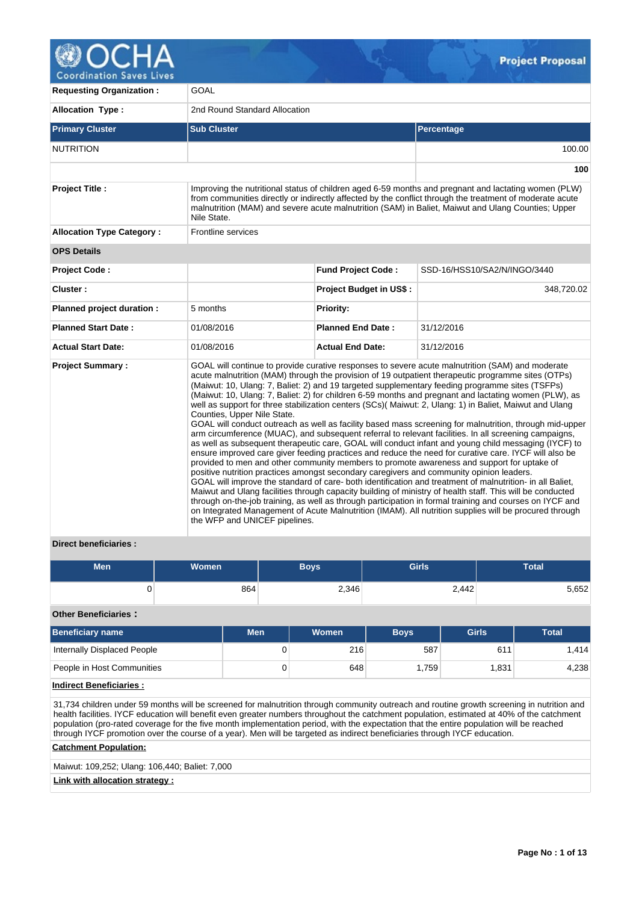# OCHA Coordination Saves Lives — Project Proposal

| | | | |
|---|---|---|---|
| **Requesting Organization :** | GOAL | | |
| **Allocation Type :** | 2nd Round Standard Allocation | | |

| Primary Cluster | Sub Cluster | Percentage |
|---|---|---|
| NUTRITION | | 100.00 |
| | | **100** |

| | | | |
|---|---|---|---|
| **Project Title :** | Improving the nutritional status of children aged 6-59 months and pregnant and lactating women (PLW) from communities directly or indirectly affected by the conflict through the treatment of moderate acute malnutrition (MAM) and severe acute malnutrition (SAM) in Baliet, Maiwut and Ulang Counties; Upper Nile State. | | |
| **Allocation Type Category :** | Frontline services | | |
| **OPS Details** | | | |
| **Project Code :** | | **Fund Project Code :** | SSD-16/HSS10/SA2/N/INGO/3440 |
| **Cluster :** | | **Project Budget in US$ :** | 348,720.02 |
| **Planned project duration :** | 5 months | **Priority:** | |
| **Planned Start Date :** | 01/08/2016 | **Planned End Date :** | 31/12/2016 |
| **Actual Start Date:** | 01/08/2016 | **Actual End Date:** | 31/12/2016 |

**Project Summary :**

GOAL will continue to provide curative responses to severe acute malnutrition (SAM) and moderate acute malnutrition (MAM) through the provision of 19 outpatient therapeutic programme sites (OTPs) (Maiwut: 10, Ulang: 7, Baliet: 2) and 19 targeted supplementary feeding programme sites (TSFPs) (Maiwut: 10, Ulang: 7, Baliet: 2) for children 6-59 months and pregnant and lactating women (PLW), as well as support for three stabilization centers (SCs)( Maiwut: 2, Ulang: 1) in Baliet, Maiwut and Ulang Counties, Upper Nile State.
GOAL will conduct outreach as well as facility based mass screening for malnutrition, through mid-upper arm circumference (MUAC), and subsequent referral to relevant facilities. In all screening campaigns, as well as subsequent therapeutic care, GOAL will conduct infant and young child messaging (IYCF) to ensure improved care giver feeding practices and reduce the need for curative care. IYCF will also be provided to men and other community members to promote awareness and support for uptake of positive nutrition practices amongst secondary caregivers and community opinion leaders.
GOAL will improve the standard of care- both identification and treatment of malnutrition- in all Baliet, Maiwut and Ulang facilities through capacity building of ministry of health staff. This will be conducted through on-the-job training, as well as through participation in formal training and courses on IYCF and on Integrated Management of Acute Malnutrition (IMAM). All nutrition supplies will be procured through the WFP and UNICEF pipelines.

**Direct beneficiaries :**

| Men | Women | Boys | Girls | Total |
|---|---|---|---|---|
| 0 | 864 | 2,346 | 2,442 | 5,652 |

**Other Beneficiaries :**

| Beneficiary name | Men | Women | Boys | Girls | Total |
|---|---|---|---|---|---|
| Internally Displaced People | 0 | 216 | 587 | 611 | 1,414 |
| People in Host Communities | 0 | 648 | 1,759 | 1,831 | 4,238 |

**Indirect Beneficiaries :**

31,734 children under 59 months will be screened for malnutrition through community outreach and routine growth screening in nutrition and health facilities. IYCF education will benefit even greater numbers throughout the catchment population, estimated at 40% of the catchment population (pro-rated coverage for the five month implementation period, with the expectation that the entire population will be reached through IYCF promotion over the course of a year). Men will be targeted as indirect beneficiaries through IYCF education.

**Catchment Population:**

Maiwut: 109,252; Ulang: 106,440; Baliet: 7,000

**Link with allocation strategy :**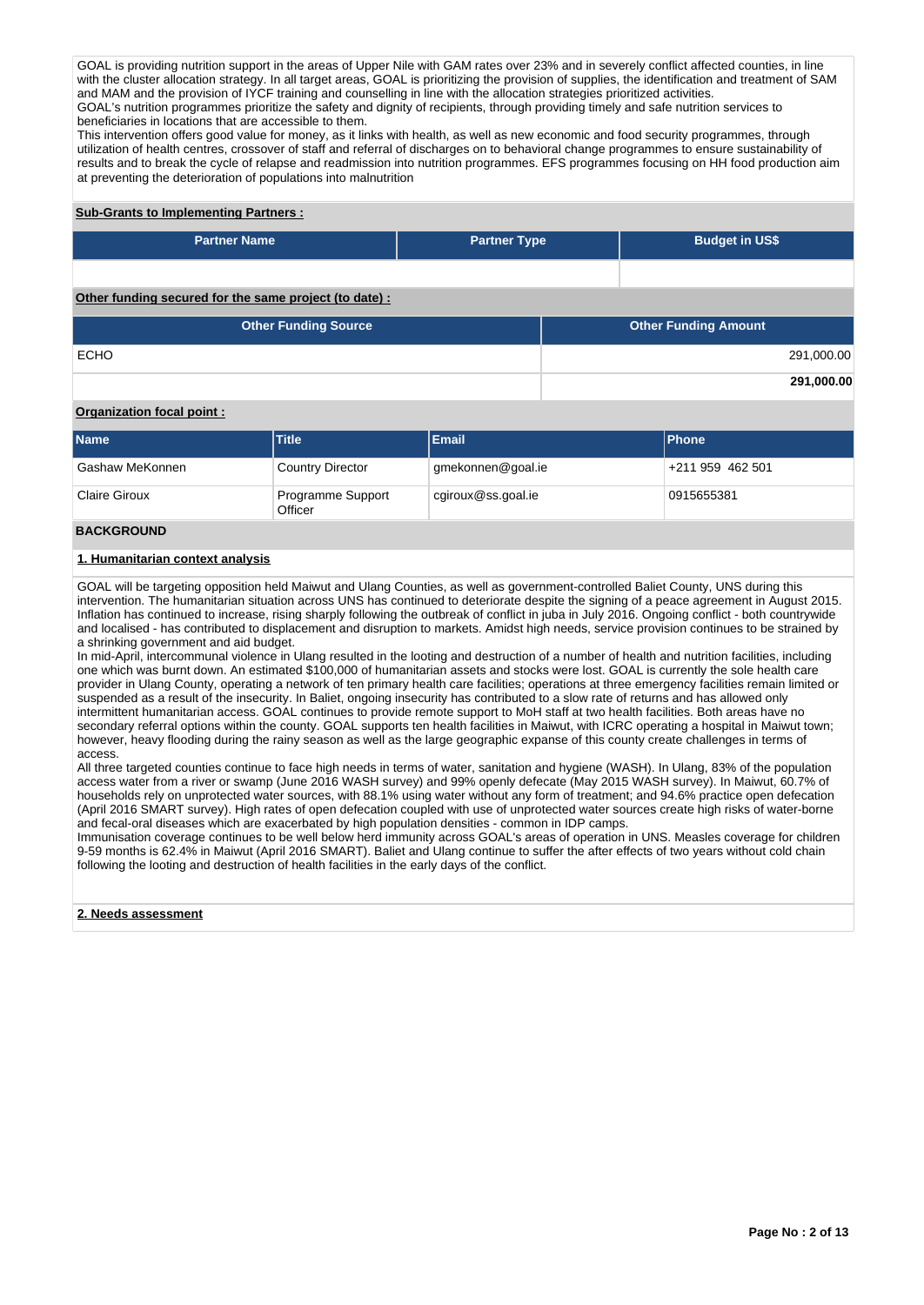GOAL is providing nutrition support in the areas of Upper Nile with GAM rates over 23% and in severely conflict affected counties, in line with the cluster allocation strategy. In all target areas, GOAL is prioritizing the provision of supplies, the identification and treatment of SAM and MAM and the provision of IYCF training and counselling in line with the allocation strategies prioritized activities.
GOAL's nutrition programmes prioritize the safety and dignity of recipients, through providing timely and safe nutrition services to beneficiaries in locations that are accessible to them.
This intervention offers good value for money, as it links with health, as well as new economic and food security programmes, through utilization of health centres, crossover of staff and referral of discharges on to behavioral change programmes to ensure sustainability of results and to break the cycle of relapse and readmission into nutrition programmes. EFS programmes focusing on HH food production aim at preventing the deterioration of populations into malnutrition

**Sub-Grants to Implementing Partners :**

| Partner Name | Partner Type | Budget in US$ |
|---|---|---|
| | | |

**Other funding secured for the same project (to date) :**

| Other Funding Source | Other Funding Amount |
|---|---|
| ECHO | 291,000.00 |
| | **291,000.00** |

**Organization focal point :**

| Name | Title | Email | Phone |
|---|---|---|---|
| Gashaw MeKonnen | Country Director | gmekonnen@goal.ie | +211 959 462 501 |
| Claire Giroux | Programme Support Officer | cgiroux@ss.goal.ie | 0915655381 |

## BACKGROUND

**1. Humanitarian context analysis**

GOAL will be targeting opposition held Maiwut and Ulang Counties, as well as government-controlled Baliet County, UNS during this intervention. The humanitarian situation across UNS has continued to deteriorate despite the signing of a peace agreement in August 2015. Inflation has continued to increase, rising sharply following the outbreak of conflict in juba in July 2016. Ongoing conflict - both countrywide and localised - has contributed to displacement and disruption to markets. Amidst high needs, service provision continues to be strained by a shrinking government and aid budget.
In mid-April, intercommunal violence in Ulang resulted in the looting and destruction of a number of health and nutrition facilities, including one which was burnt down. An estimated $100,000 of humanitarian assets and stocks were lost. GOAL is currently the sole health care provider in Ulang County, operating a network of ten primary health care facilities; operations at three emergency facilities remain limited or suspended as a result of the insecurity. In Baliet, ongoing insecurity has contributed to a slow rate of returns and has allowed only intermittent humanitarian access. GOAL continues to provide remote support to MoH staff at two health facilities. Both areas have no secondary referral options within the county. GOAL supports ten health facilities in Maiwut, with ICRC operating a hospital in Maiwut town; however, heavy flooding during the rainy season as well as the large geographic expanse of this county create challenges in terms of access.
All three targeted counties continue to face high needs in terms of water, sanitation and hygiene (WASH). In Ulang, 83% of the population access water from a river or swamp (June 2016 WASH survey) and 99% openly defecate (May 2015 WASH survey). In Maiwut, 60.7% of households rely on unprotected water sources, with 88.1% using water without any form of treatment; and 94.6% practice open defecation (April 2016 SMART survey). High rates of open defecation coupled with use of unprotected water sources create high risks of water-borne and fecal-oral diseases which are exacerbated by high population densities - common in IDP camps.
Immunisation coverage continues to be well below herd immunity across GOAL's areas of operation in UNS. Measles coverage for children 9-59 months is 62.4% in Maiwut (April 2016 SMART). Baliet and Ulang continue to suffer the after effects of two years without cold chain following the looting and destruction of health facilities in the early days of the conflict.

**2. Needs assessment**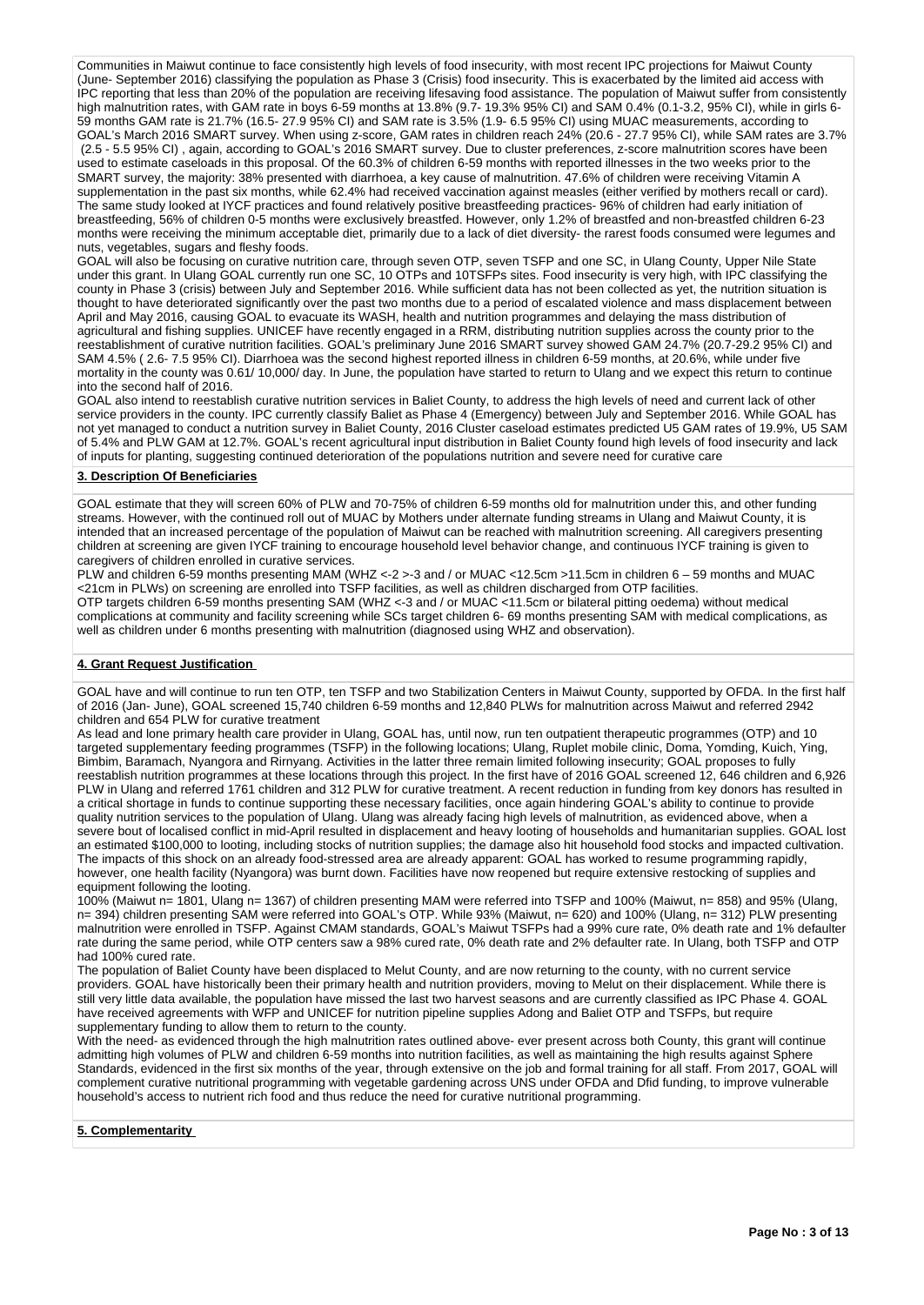Communities in Maiwut continue to face consistently high levels of food insecurity, with most recent IPC projections for Maiwut County (June- September 2016) classifying the population as Phase 3 (Crisis) food insecurity. This is exacerbated by the limited aid access with IPC reporting that less than 20% of the population are receiving lifesaving food assistance. The population of Maiwut suffer from consistently high malnutrition rates, with GAM rate in boys 6-59 months at 13.8% (9.7- 19.3% 95% CI) and SAM 0.4% (0.1-3.2, 95% CI), while in girls 6-59 months GAM rate is 21.7% (16.5- 27.9 95% CI) and SAM rate is 3.5% (1.9- 6.5 95% CI) using MUAC measurements, according to GOAL's March 2016 SMART survey. When using z-score, GAM rates in children reach 24% (20.6 - 27.7 95% CI), while SAM rates are 3.7% (2.5 - 5.5 95% CI) , again, according to GOAL's 2016 SMART survey. Due to cluster preferences, z-score malnutrition scores have been used to estimate caseloads in this proposal. Of the 60.3% of children 6-59 months with reported illnesses in the two weeks prior to the SMART survey, the majority: 38% presented with diarrhoea, a key cause of malnutrition. 47.6% of children were receiving Vitamin A supplementation in the past six months, while 62.4% had received vaccination against measles (either verified by mothers recall or card). The same study looked at IYCF practices and found relatively positive breastfeeding practices- 96% of children had early initiation of breastfeeding, 56% of children 0-5 months were exclusively breastfed. However, only 1.2% of breastfed and non-breastfed children 6-23 months were receiving the minimum acceptable diet, primarily due to a lack of diet diversity- the rarest foods consumed were legumes and nuts, vegetables, sugars and fleshy foods.
GOAL will also be focusing on curative nutrition care, through seven OTP, seven TSFP and one SC, in Ulang County, Upper Nile State under this grant. In Ulang GOAL currently run one SC, 10 OTPs and 10TSFPs sites. Food insecurity is very high, with IPC classifying the county in Phase 3 (crisis) between July and September 2016. While sufficient data has not been collected as yet, the nutrition situation is thought to have deteriorated significantly over the past two months due to a period of escalated violence and mass displacement between April and May 2016, causing GOAL to evacuate its WASH, health and nutrition programmes and delaying the mass distribution of agricultural and fishing supplies. UNICEF have recently engaged in a RRM, distributing nutrition supplies across the county prior to the reestablishment of curative nutrition facilities. GOAL's preliminary June 2016 SMART survey showed GAM 24.7% (20.7-29.2 95% CI) and SAM 4.5% ( 2.6- 7.5 95% CI). Diarrhoea was the second highest reported illness in children 6-59 months, at 20.6%, while under five mortality in the county was 0.61/ 10,000/ day. In June, the population have started to return to Ulang and we expect this return to continue into the second half of 2016.
GOAL also intend to reestablish curative nutrition services in Baliet County, to address the high levels of need and current lack of other service providers in the county. IPC currently classify Baliet as Phase 4 (Emergency) between July and September 2016. While GOAL has not yet managed to conduct a nutrition survey in Baliet County, 2016 Cluster caseload estimates predicted U5 GAM rates of 19.9%, U5 SAM of 5.4% and PLW GAM at 12.7%. GOAL's recent agricultural input distribution in Baliet County found high levels of food insecurity and lack of inputs for planting, suggesting continued deterioration of the populations nutrition and severe need for curative care

**3. Description Of Beneficiaries**

GOAL estimate that they will screen 60% of PLW and 70-75% of children 6-59 months old for malnutrition under this, and other funding streams. However, with the continued roll out of MUAC by Mothers under alternate funding streams in Ulang and Maiwut County, it is intended that an increased percentage of the population of Maiwut can be reached with malnutrition screening. All caregivers presenting children at screening are given IYCF training to encourage household level behavior change, and continuous IYCF training is given to caregivers of children enrolled in curative services.
PLW and children 6-59 months presenting MAM (WHZ <-2 >-3 and / or MUAC <12.5cm >11.5cm in children 6 – 59 months and MUAC <21cm in PLWs) on screening are enrolled into TSFP facilities, as well as children discharged from OTP facilities.
OTP targets children 6-59 months presenting SAM (WHZ <-3 and / or MUAC <11.5cm or bilateral pitting oedema) without medical complications at community and facility screening while SCs target children 6- 69 months presenting SAM with medical complications, as well as children under 6 months presenting with malnutrition (diagnosed using WHZ and observation).

**4. Grant Request Justification**

GOAL have and will continue to run ten OTP, ten TSFP and two Stabilization Centers in Maiwut County, supported by OFDA. In the first half of 2016 (Jan- June), GOAL screened 15,740 children 6-59 months and 12,840 PLWs for malnutrition across Maiwut and referred 2942 children and 654 PLW for curative treatment
As lead and lone primary health care provider in Ulang, GOAL has, until now, run ten outpatient therapeutic programmes (OTP) and 10 targeted supplementary feeding programmes (TSFP) in the following locations; Ulang, Ruplet mobile clinic, Doma, Yomding, Kuich, Ying, Bimbim, Baramach, Nyangora and Rirnyang. Activities in the latter three remain limited following insecurity; GOAL proposes to fully reestablish nutrition programmes at these locations through this project. In the first have of 2016 GOAL screened 12, 646 children and 6,926 PLW in Ulang and referred 1761 children and 312 PLW for curative treatment. A recent reduction in funding from key donors has resulted in a critical shortage in funds to continue supporting these necessary facilities, once again hindering GOAL's ability to continue to provide quality nutrition services to the population of Ulang. Ulang was already facing high levels of malnutrition, as evidenced above, when a severe bout of localised conflict in mid-April resulted in displacement and heavy looting of households and humanitarian supplies. GOAL lost an estimated $100,000 to looting, including stocks of nutrition supplies; the damage also hit household food stocks and impacted cultivation. The impacts of this shock on an already food-stressed area are already apparent: GOAL has worked to resume programming rapidly, however, one health facility (Nyangora) was burnt down. Facilities have now reopened but require extensive restocking of supplies and equipment following the looting.
100% (Maiwut n= 1801, Ulang n= 1367) of children presenting MAM were referred into TSFP and 100% (Maiwut, n= 858) and 95% (Ulang, n= 394) children presenting SAM were referred into GOAL's OTP. While 93% (Maiwut, n= 620) and 100% (Ulang, n= 312) PLW presenting malnutrition were enrolled in TSFP. Against CMAM standards, GOAL's Maiwut TSFPs had a 99% cure rate, 0% death rate and 1% defaulter rate during the same period, while OTP centers saw a 98% cured rate, 0% death rate and 2% defaulter rate. In Ulang, both TSFP and OTP had 100% cured rate.
The population of Baliet County have been displaced to Melut County, and are now returning to the county, with no current service providers. GOAL have historically been their primary health and nutrition providers, moving to Melut on their displacement. While there is still very little data available, the population have missed the last two harvest seasons and are currently classified as IPC Phase 4. GOAL have received agreements with WFP and UNICEF for nutrition pipeline supplies Adong and Baliet OTP and TSFPs, but require supplementary funding to allow them to return to the county.
With the need- as evidenced through the high malnutrition rates outlined above- ever present across both County, this grant will continue admitting high volumes of PLW and children 6-59 months into nutrition facilities, as well as maintaining the high results against Sphere Standards, evidenced in the first six months of the year, through extensive on the job and formal training for all staff. From 2017, GOAL will complement curative nutritional programming with vegetable gardening across UNS under OFDA and Dfid funding, to improve vulnerable household's access to nutrient rich food and thus reduce the need for curative nutritional programming.

**5. Complementarity**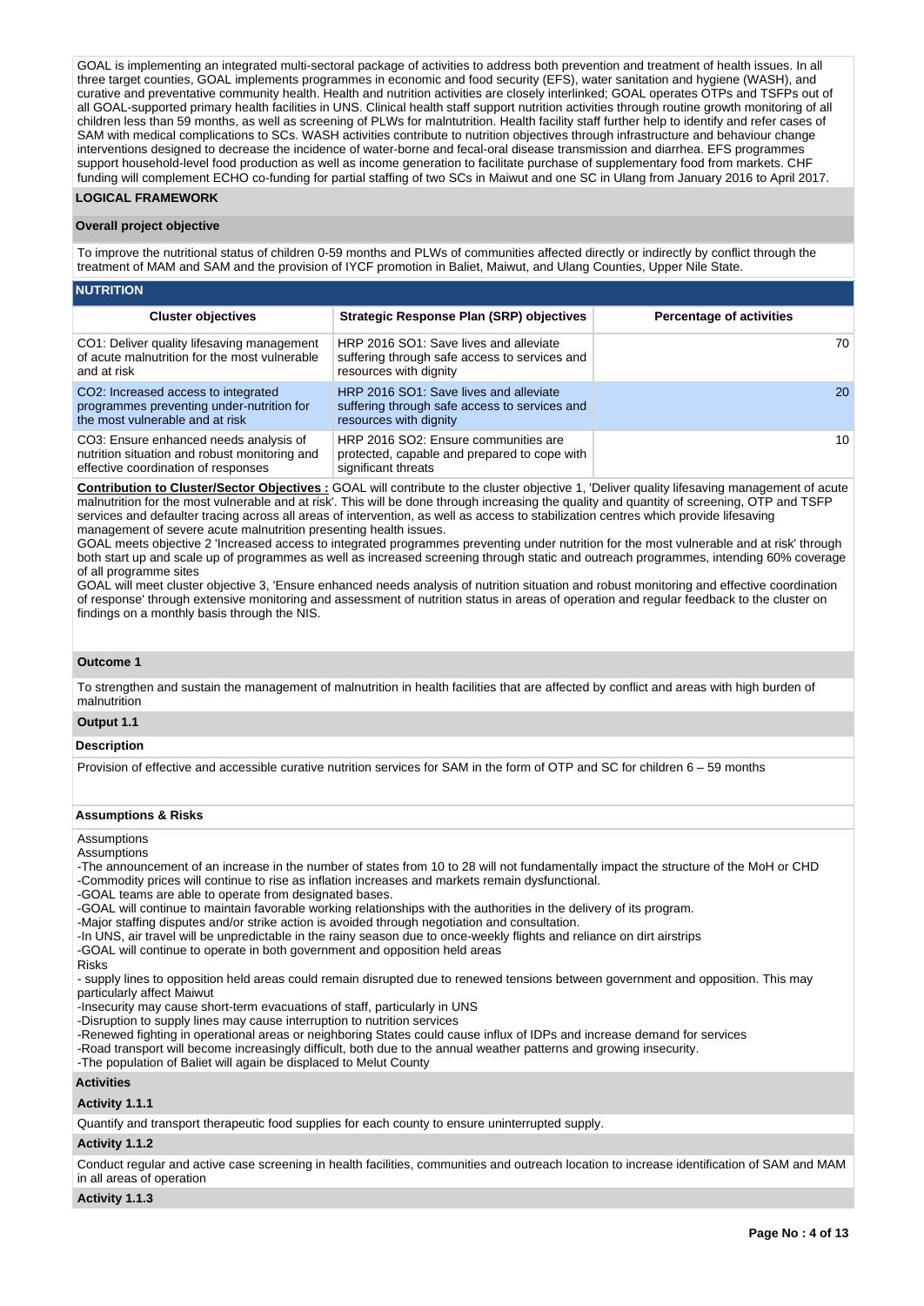GOAL is implementing an integrated multi-sectoral package of activities to address both prevention and treatment of health issues. In all three target counties, GOAL implements programmes in economic and food security (EFS), water sanitation and hygiene (WASH), and curative and preventative community health. Health and nutrition activities are closely interlinked; GOAL operates OTPs and TSFPs out of all GOAL-supported primary health facilities in UNS. Clinical health staff support nutrition activities through routine growth monitoring of all children less than 59 months, as well as screening of PLWs for malntutrition. Health facility staff further help to identify and refer cases of SAM with medical complications to SCs. WASH activities contribute to nutrition objectives through infrastructure and behaviour change interventions designed to decrease the incidence of water-borne and fecal-oral disease transmission and diarrhea. EFS programmes support household-level food production as well as income generation to facilitate purchase of supplementary food from markets. CHF funding will complement ECHO co-funding for partial staffing of two SCs in Maiwut and one SC in Ulang from January 2016 to April 2017.

## LOGICAL FRAMEWORK

### Overall project objective

To improve the nutritional status of children 0-59 months and PLWs of communities affected directly or indirectly by conflict through the treatment of MAM and SAM and the provision of IYCF promotion in Baliet, Maiwut, and Ulang Counties, Upper Nile State.

### NUTRITION

| Cluster objectives | Strategic Response Plan (SRP) objectives | Percentage of activities |
|---|---|---|
| CO1: Deliver quality lifesaving management of acute malnutrition for the most vulnerable and at risk | HRP 2016 SO1: Save lives and alleviate suffering through safe access to services and resources with dignity | 70 |
| CO2: Increased access to integrated programmes preventing under-nutrition for the most vulnerable and at risk | HRP 2016 SO1: Save lives and alleviate suffering through safe access to services and resources with dignity | 20 |
| CO3: Ensure enhanced needs analysis of nutrition situation and robust monitoring and effective coordination of responses | HRP 2016 SO2: Ensure communities are protected, capable and prepared to cope with significant threats | 10 |

**Contribution to Cluster/Sector Objectives :** GOAL will contribute to the cluster objective 1, 'Deliver quality lifesaving management of acute malnutrition for the most vulnerable and at risk'. This will be done through increasing the quality and quantity of screening, OTP and TSFP services and defaulter tracing across all areas of intervention, as well as access to stabilization centres which provide lifesaving management of severe acute malnutrition presenting health issues.
GOAL meets objective 2 'Increased access to integrated programmes preventing under nutrition for the most vulnerable and at risk' through both start up and scale up of programmes as well as increased screening through static and outreach programmes, intending 60% coverage of all programme sites
GOAL will meet cluster objective 3, 'Ensure enhanced needs analysis of nutrition situation and robust monitoring and effective coordination of response' through extensive monitoring and assessment of nutrition status in areas of operation and regular feedback to the cluster on findings on a monthly basis through the NIS.

### Outcome 1

To strengthen and sustain the management of malnutrition in health facilities that are affected by conflict and areas with high burden of malnutrition

### Output 1.1

#### Description

Provision of effective and accessible curative nutrition services for SAM in the form of OTP and SC for children 6 – 59 months

#### Assumptions & Risks

Assumptions
Assumptions
-The announcement of an increase in the number of states from 10 to 28 will not fundamentally impact the structure of the MoH or CHD
-Commodity prices will continue to rise as inflation increases and markets remain dysfunctional.
-GOAL teams are able to operate from designated bases.
-GOAL will continue to maintain favorable working relationships with the authorities in the delivery of its program.
-Major staffing disputes and/or strike action is avoided through negotiation and consultation.
-In UNS, air travel will be unpredictable in the rainy season due to once-weekly flights and reliance on dirt airstrips
-GOAL will continue to operate in both government and opposition held areas
Risks
- supply lines to opposition held areas could remain disrupted due to renewed tensions between government and opposition. This may particularly affect Maiwut
-Insecurity may cause short-term evacuations of staff, particularly in UNS
-Disruption to supply lines may cause interruption to nutrition services
-Renewed fighting in operational areas or neighboring States could cause influx of IDPs and increase demand for services
-Road transport will become increasingly difficult, both due to the annual weather patterns and growing insecurity.
-The population of Baliet will again be displaced to Melut County

#### Activities

**Activity 1.1.1**

Quantify and transport therapeutic food supplies for each county to ensure uninterrupted supply.

**Activity 1.1.2**

Conduct regular and active case screening in health facilities, communities and outreach location to increase identification of SAM and MAM in all areas of operation

**Activity 1.1.3**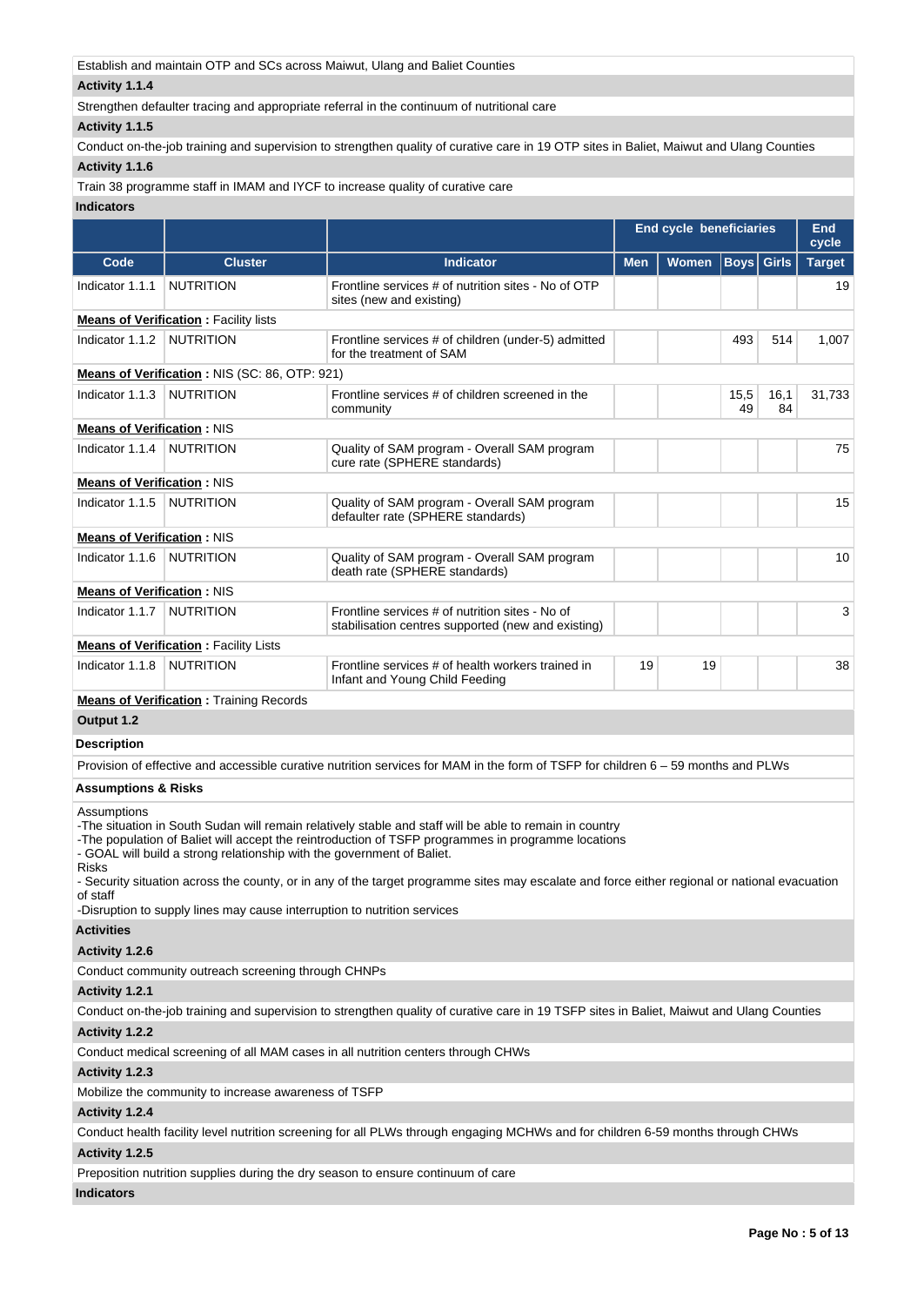Establish and maintain OTP and SCs across Maiwut, Ulang and Baliet Counties

**Activity 1.1.4**

Strengthen defaulter tracing and appropriate referral in the continuum of nutritional care

**Activity 1.1.5**

Conduct on-the-job training and supervision to strengthen quality of curative care in 19 OTP sites in Baliet, Maiwut and Ulang Counties

**Activity 1.1.6**

Train 38 programme staff in IMAM and IYCF to increase quality of curative care

**Indicators**

| | | | End cycle beneficiaries | | | | End cycle |
|---|---|---|---|---|---|---|---|
| **Code** | **Cluster** | **Indicator** | **Men** | **Women** | **Boys** | **Girls** | **Target** |
| Indicator 1.1.1 | NUTRITION | Frontline services # of nutrition sites - No of OTP sites (new and existing) | | | | | 19 |
| **Means of Verification :** Facility lists | | | | | | | |
| Indicator 1.1.2 | NUTRITION | Frontline services # of children (under-5) admitted for the treatment of SAM | | | 493 | 514 | 1,007 |
| **Means of Verification :** NIS (SC: 86, OTP: 921) | | | | | | | |
| Indicator 1.1.3 | NUTRITION | Frontline services # of children screened in the community | | | 15,549 | 16,184 | 31,733 |
| **Means of Verification :** NIS | | | | | | | |
| Indicator 1.1.4 | NUTRITION | Quality of SAM program - Overall SAM program cure rate (SPHERE standards) | | | | | 75 |
| **Means of Verification :** NIS | | | | | | | |
| Indicator 1.1.5 | NUTRITION | Quality of SAM program - Overall SAM program defaulter rate (SPHERE standards) | | | | | 15 |
| **Means of Verification :** NIS | | | | | | | |
| Indicator 1.1.6 | NUTRITION | Quality of SAM program - Overall SAM program death rate (SPHERE standards) | | | | | 10 |
| **Means of Verification :** NIS | | | | | | | |
| Indicator 1.1.7 | NUTRITION | Frontline services # of nutrition sites - No of stabilisation centres supported (new and existing) | | | | | 3 |
| **Means of Verification :** Facility Lists | | | | | | | |
| Indicator 1.1.8 | NUTRITION | Frontline services # of health workers trained in Infant and Young Child Feeding | 19 | 19 | | | 38 |
| **Means of Verification :** Training Records | | | | | | | |

**Output 1.2**

**Description**

Provision of effective and accessible curative nutrition services for MAM in the form of TSFP for children 6 – 59 months and PLWs

**Assumptions & Risks**

Assumptions
-The situation in South Sudan will remain relatively stable and staff will be able to remain in country
-The population of Baliet will accept the reintroduction of TSFP programmes in programme locations
- GOAL will build a strong relationship with the government of Baliet.
Risks
- Security situation across the county, or in any of the target programme sites may escalate and force either regional or national evacuation of staff
-Disruption to supply lines may cause interruption to nutrition services

**Activities**

**Activity 1.2.6**

Conduct community outreach screening through CHNPs

**Activity 1.2.1**

Conduct on-the-job training and supervision to strengthen quality of curative care in 19 TSFP sites in Baliet, Maiwut and Ulang Counties

**Activity 1.2.2**

Conduct medical screening of all MAM cases in all nutrition centers through CHWs

**Activity 1.2.3**

Mobilize the community to increase awareness of TSFP

**Activity 1.2.4**

Conduct health facility level nutrition screening for all PLWs through engaging MCHWs and for children 6-59 months through CHWs

**Activity 1.2.5**

Preposition nutrition supplies during the dry season to ensure continuum of care

**Indicators**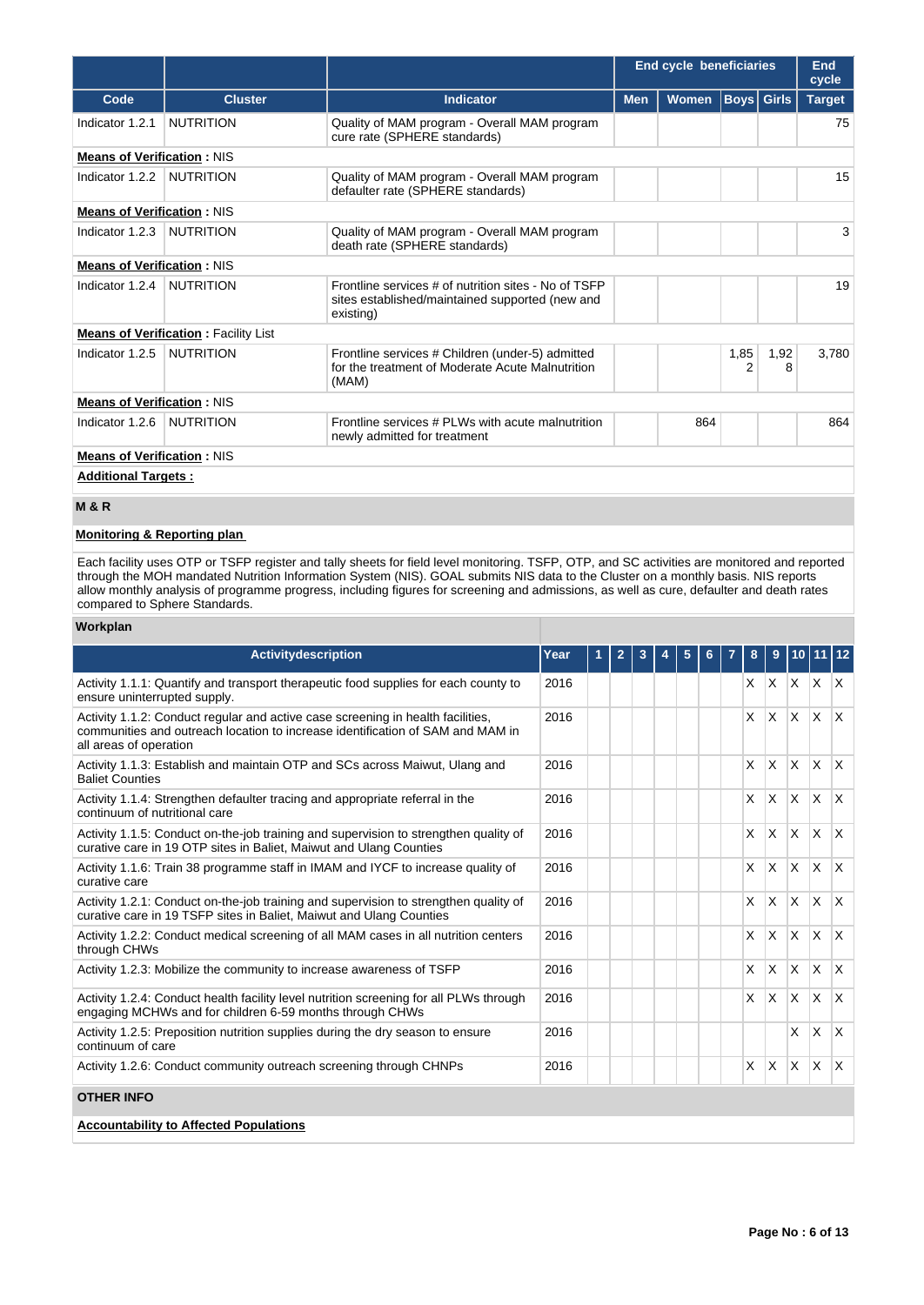| | | | End cycle beneficiaries | | | | End cycle |
|---|---|---|---|---|---|---|---|
| **Code** | **Cluster** | **Indicator** | **Men** | **Women** | **Boys** | **Girls** | **Target** |
| Indicator 1.2.1 | NUTRITION | Quality of MAM program - Overall MAM program cure rate (SPHERE standards) | | | | | 75 |
| **Means of Verification** : NIS | | | | | | | |
| Indicator 1.2.2 | NUTRITION | Quality of MAM program - Overall MAM program defaulter rate (SPHERE standards) | | | | | 15 |
| **Means of Verification** : NIS | | | | | | | |
| Indicator 1.2.3 | NUTRITION | Quality of MAM program - Overall MAM program death rate (SPHERE standards) | | | | | 3 |
| **Means of Verification** : NIS | | | | | | | |
| Indicator 1.2.4 | NUTRITION | Frontline services # of nutrition sites - No of TSFP sites established/maintained supported (new and existing) | | | | | 19 |
| **Means of Verification** : Facility List | | | | | | | |
| Indicator 1.2.5 | NUTRITION | Frontline services # Children (under-5) admitted for the treatment of Moderate Acute Malnutrition (MAM) | | | 1,852 | 1,928 | 3,780 |
| **Means of Verification** : NIS | | | | | | | |
| Indicator 1.2.6 | NUTRITION | Frontline services # PLWs with acute malnutrition newly admitted for treatment | | 864 | | | 864 |
| **Means of Verification** : NIS | | | | | | | |

**Additional Targets :**

## M & R

**Monitoring & Reporting plan**

Each facility uses OTP or TSFP register and tally sheets for field level monitoring. TSFP, OTP, and SC activities are monitored and reported through the MOH mandated Nutrition Information System (NIS). GOAL submits NIS data to the Cluster on a monthly basis. NIS reports allow monthly analysis of programme progress, including figures for screening and admissions, as well as cure, defaulter and death rates compared to Sphere Standards.

### Workplan

| Activitydescription | Year | 1 | 2 | 3 | 4 | 5 | 6 | 7 | 8 | 9 | 10 | 11 | 12 |
|---|---|---|---|---|---|---|---|---|---|---|---|---|---|
| Activity 1.1.1: Quantify and transport therapeutic food supplies for each county to ensure uninterrupted supply. | 2016 | | | | | | | | X | X | X | X | X |
| Activity 1.1.2: Conduct regular and active case screening in health facilities, communities and outreach location to increase identification of SAM and MAM in all areas of operation | 2016 | | | | | | | | X | X | X | X | X |
| Activity 1.1.3: Establish and maintain OTP and SCs across Maiwut, Ulang and Baliet Counties | 2016 | | | | | | | | X | X | X | X | X |
| Activity 1.1.4: Strengthen defaulter tracing and appropriate referral in the continuum of nutritional care | 2016 | | | | | | | | X | X | X | X | X |
| Activity 1.1.5: Conduct on-the-job training and supervision to strengthen quality of curative care in 19 OTP sites in Baliet, Maiwut and Ulang Counties | 2016 | | | | | | | | X | X | X | X | X |
| Activity 1.1.6: Train 38 programme staff in IMAM and IYCF to increase quality of curative care | 2016 | | | | | | | | X | X | X | X | X |
| Activity 1.2.1: Conduct on-the-job training and supervision to strengthen quality of curative care in 19 TSFP sites in Baliet, Maiwut and Ulang Counties | 2016 | | | | | | | | X | X | X | X | X |
| Activity 1.2.2: Conduct medical screening of all MAM cases in all nutrition centers through CHWs | 2016 | | | | | | | | X | X | X | X | X |
| Activity 1.2.3: Mobilize the community to increase awareness of TSFP | 2016 | | | | | | | | X | X | X | X | X |
| Activity 1.2.4: Conduct health facility level nutrition screening for all PLWs through engaging MCHWs and for children 6-59 months through CHWs | 2016 | | | | | | | | X | X | X | X | X |
| Activity 1.2.5: Preposition nutrition supplies during the dry season to ensure continuum of care | 2016 | | | | | | | | | | X | X | X |
| Activity 1.2.6: Conduct community outreach screening through CHNPs | 2016 | | | | | | | | X | X | X | X | X |

## OTHER INFO

**Accountability to Affected Populations**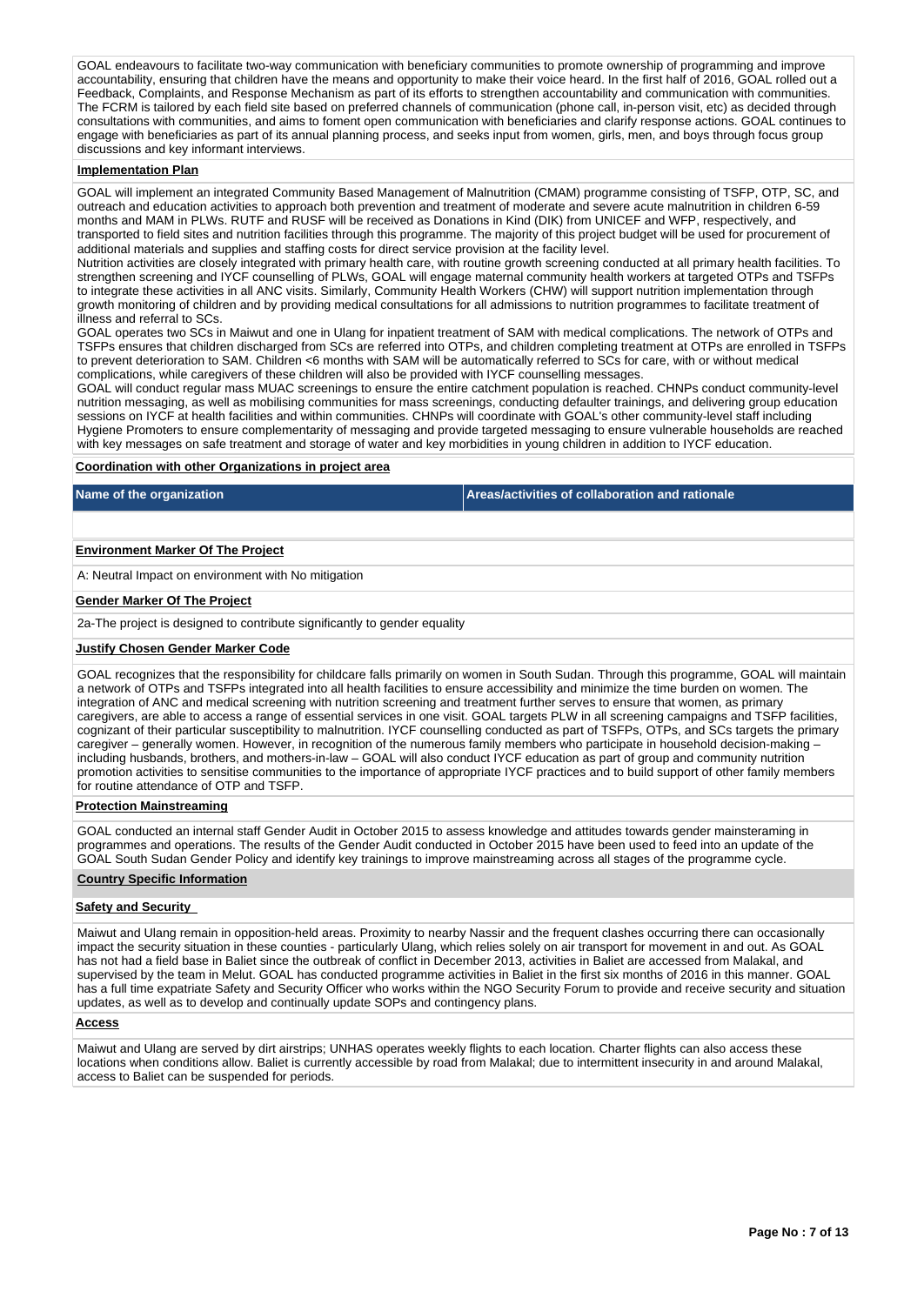GOAL endeavours to facilitate two-way communication with beneficiary communities to promote ownership of programming and improve accountability, ensuring that children have the means and opportunity to make their voice heard. In the first half of 2016, GOAL rolled out a Feedback, Complaints, and Response Mechanism as part of its efforts to strengthen accountability and communication with communities. The FCRM is tailored by each field site based on preferred channels of communication (phone call, in-person visit, etc) as decided through consultations with communities, and aims to foment open communication with beneficiaries and clarify response actions. GOAL continues to engage with beneficiaries as part of its annual planning process, and seeks input from women, girls, men, and boys through focus group discussions and key informant interviews.

**Implementation Plan**

GOAL will implement an integrated Community Based Management of Malnutrition (CMAM) programme consisting of TSFP, OTP, SC, and outreach and education activities to approach both prevention and treatment of moderate and severe acute malnutrition in children 6-59 months and MAM in PLWs. RUTF and RUSF will be received as Donations in Kind (DIK) from UNICEF and WFP, respectively, and transported to field sites and nutrition facilities through this programme. The majority of this project budget will be used for procurement of additional materials and supplies and staffing costs for direct service provision at the facility level.
Nutrition activities are closely integrated with primary health care, with routine growth screening conducted at all primary health facilities. To strengthen screening and IYCF counselling of PLWs, GOAL will engage maternal community health workers at targeted OTPs and TSFPs to integrate these activities in all ANC visits. Similarly, Community Health Workers (CHW) will support nutrition implementation through growth monitoring of children and by providing medical consultations for all admissions to nutrition programmes to facilitate treatment of illness and referral to SCs.
GOAL operates two SCs in Maiwut and one in Ulang for inpatient treatment of SAM with medical complications. The network of OTPs and TSFPs ensures that children discharged from SCs are referred into OTPs, and children completing treatment at OTPs are enrolled in TSFPs to prevent deterioration to SAM. Children <6 months with SAM will be automatically referred to SCs for care, with or without medical complications, while caregivers of these children will also be provided with IYCF counselling messages.
GOAL will conduct regular mass MUAC screenings to ensure the entire catchment population is reached. CHNPs conduct community-level nutrition messaging, as well as mobilising communities for mass screenings, conducting defaulter trainings, and delivering group education sessions on IYCF at health facilities and within communities. CHNPs will coordinate with GOAL's other community-level staff including Hygiene Promoters to ensure complementarity of messaging and provide targeted messaging to ensure vulnerable households are reached with key messages on safe treatment and storage of water and key morbidities in young children in addition to IYCF education.

**Coordination with other Organizations in project area**

| Name of the organization | Areas/activities of collaboration and rationale |
|---|---|
| | |

**Environment Marker Of The Project**

A: Neutral Impact on environment with No mitigation

**Gender Marker Of The Project**

2a-The project is designed to contribute significantly to gender equality

**Justify Chosen Gender Marker Code**

GOAL recognizes that the responsibility for childcare falls primarily on women in South Sudan. Through this programme, GOAL will maintain a network of OTPs and TSFPs integrated into all health facilities to ensure accessibility and minimize the time burden on women. The integration of ANC and medical screening with nutrition screening and treatment further serves to ensure that women, as primary caregivers, are able to access a range of essential services in one visit. GOAL targets PLW in all screening campaigns and TSFP facilities, cognizant of their particular susceptibility to malnutrition. IYCF counselling conducted as part of TSFPs, OTPs, and SCs targets the primary caregiver – generally women. However, in recognition of the numerous family members who participate in household decision-making – including husbands, brothers, and mothers-in-law – GOAL will also conduct IYCF education as part of group and community nutrition promotion activities to sensitise communities to the importance of appropriate IYCF practices and to build support of other family members for routine attendance of OTP and TSFP.

**Protection Mainstreaming**

GOAL conducted an internal staff Gender Audit in October 2015 to assess knowledge and attitudes towards gender mainsteraming in programmes and operations. The results of the Gender Audit conducted in October 2015 have been used to feed into an update of the GOAL South Sudan Gender Policy and identify key trainings to improve mainstreaming across all stages of the programme cycle.

**Country Specific Information**

**Safety and Security**

Maiwut and Ulang remain in opposition-held areas. Proximity to nearby Nassir and the frequent clashes occurring there can occasionally impact the security situation in these counties - particularly Ulang, which relies solely on air transport for movement in and out. As GOAL has not had a field base in Baliet since the outbreak of conflict in December 2013, activities in Baliet are accessed from Malakal, and supervised by the team in Melut. GOAL has conducted programme activities in Baliet in the first six months of 2016 in this manner. GOAL has a full time expatriate Safety and Security Officer who works within the NGO Security Forum to provide and receive security and situation updates, as well as to develop and continually update SOPs and contingency plans.

**Access**

Maiwut and Ulang are served by dirt airstrips; UNHAS operates weekly flights to each location. Charter flights can also access these locations when conditions allow. Baliet is currently accessible by road from Malakal; due to intermittent insecurity in and around Malakal, access to Baliet can be suspended for periods.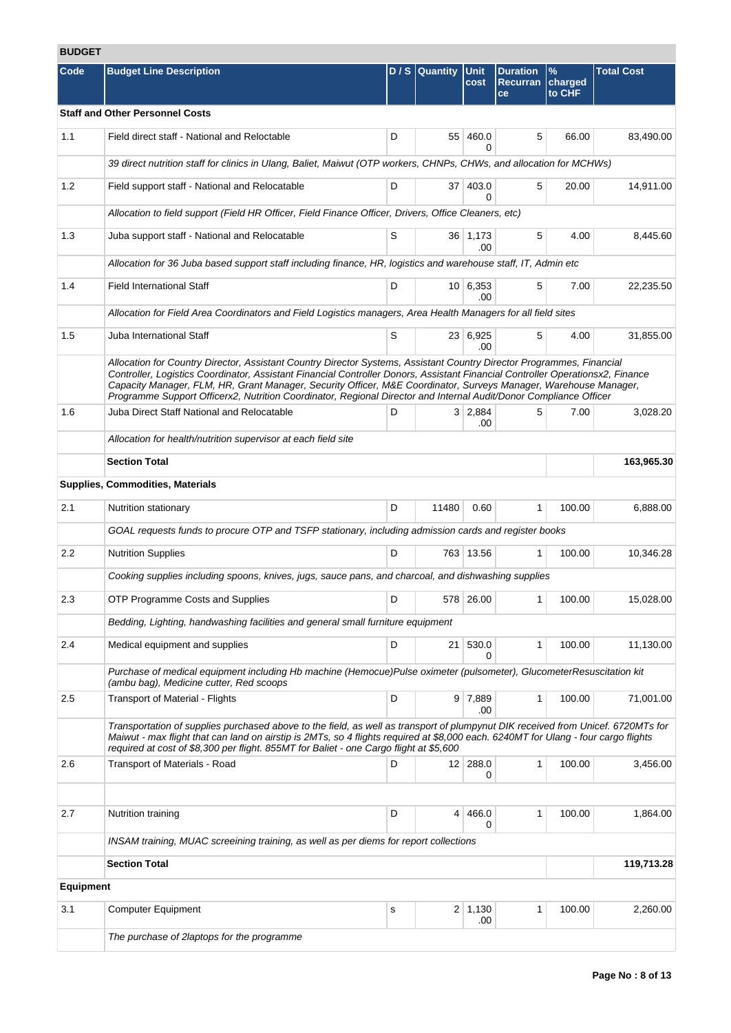## BUDGET

| Code | Budget Line Description | D / S | Quantity | Unit cost | Duration Recurrance | % charged to CHF | Total Cost |
|---|---|---|---|---|---|---|---|
| **Staff and Other Personnel Costs** | | | | | | | |
| 1.1 | Field direct staff - National and Reloctable | D | 55 | 460.00 | 5 | 66.00 | 83,490.00 |
| | *39 direct nutrition staff for clinics in Ulang, Baliet, Maiwut (OTP workers, CHNPs, CHWs, and allocation for MCHWs)* | | | | | | |
| 1.2 | Field support staff - National and Relocatable | D | 37 | 403.00 | 5 | 20.00 | 14,911.00 |
| | *Allocation to field support (Field HR Officer, Field Finance Officer, Drivers, Office Cleaners, etc)* | | | | | | |
| 1.3 | Juba support staff - National and Relocatable | S | 36 | 1,173.00 | 5 | 4.00 | 8,445.60 |
| | *Allocation for 36 Juba based support staff including finance, HR, logistics and warehouse staff, IT, Admin etc* | | | | | | |
| 1.4 | Field International Staff | D | 10 | 6,353.00 | 5 | 7.00 | 22,235.50 |
| | *Allocation for Field Area Coordinators and Field Logistics managers, Area Health Managers for all field sites* | | | | | | |
| 1.5 | Juba International Staff | S | 23 | 6,925.00 | 5 | 4.00 | 31,855.00 |
| | *Allocation for Country Director, Assistant Country Director Systems, Assistant Country Director Programmes, Financial Controller, Logistics Coordinator, Assistant Financial Controller Donors, Assistant Financial Controller Operationsx2, Finance Capacity Manager, FLM, HR, Grant Manager, Security Officer, M&E Coordinator, Surveys Manager, Warehouse Manager, Programme Support Officerx2, Nutrition Coordinator, Regional Director and Internal Audit/Donor Compliance Officer* | | | | | | |
| 1.6 | Juba Direct Staff National and Relocatable | D | 3 | 2,884.00 | 5 | 7.00 | 3,028.20 |
| | *Allocation for health/nutrition supervisor at each field site* | | | | | | |
| | **Section Total** | | | | | | **163,965.30** |
| **Supplies, Commodities, Materials** | | | | | | | |
| 2.1 | Nutrition stationary | D | 11480 | 0.60 | 1 | 100.00 | 6,888.00 |
| | *GOAL requests funds to procure OTP and TSFP stationary, including admission cards and register books* | | | | | | |
| 2.2 | Nutrition Supplies | D | 763 | 13.56 | 1 | 100.00 | 10,346.28 |
| | *Cooking supplies including spoons, knives, jugs, sauce pans, and charcoal, and dishwashing supplies* | | | | | | |
| 2.3 | OTP Programme Costs and Supplies | D | 578 | 26.00 | 1 | 100.00 | 15,028.00 |
| | *Bedding, Lighting, handwashing facilities and general small furniture equipment* | | | | | | |
| 2.4 | Medical equipment and supplies | D | 21 | 530.00 | 1 | 100.00 | 11,130.00 |
| | *Purchase of medical equipment including Hb machine (Hemocue)Pulse oximeter (pulsometer), GlucometerResuscitation kit (ambu bag), Medicine cutter, Red scoops* | | | | | | |
| 2.5 | Transport of Material - Flights | D | 9 | 7,889.00 | 1 | 100.00 | 71,001.00 |
| | *Transportation of supplies purchased above to the field, as well as transport of plumpynut DIK received from Unicef. 6720MTs for Maiwut - max flight that can land on airstip is 2MTs, so 4 flights required at $8,000 each. 6240MT for Ulang - four cargo flights required at cost of $8,300 per flight. 855MT for Baliet - one Cargo flight at $5,600* | | | | | | |
| 2.6 | Transport of Materials - Road | D | 12 | 288.00 | 1 | 100.00 | 3,456.00 |
| | | | | | | | |
| 2.7 | Nutrition training | D | 4 | 466.00 | 1 | 100.00 | 1,864.00 |
| | *INSAM training, MUAC screeining training, as well as per diems for report collections* | | | | | | |
| | **Section Total** | | | | | | **119,713.28** |
| **Equipment** | | | | | | | |
| 3.1 | Computer Equipment | s | 2 | 1,130.00 | 1 | 100.00 | 2,260.00 |
| | *The purchase of 2laptops for the programme* | | | | | | |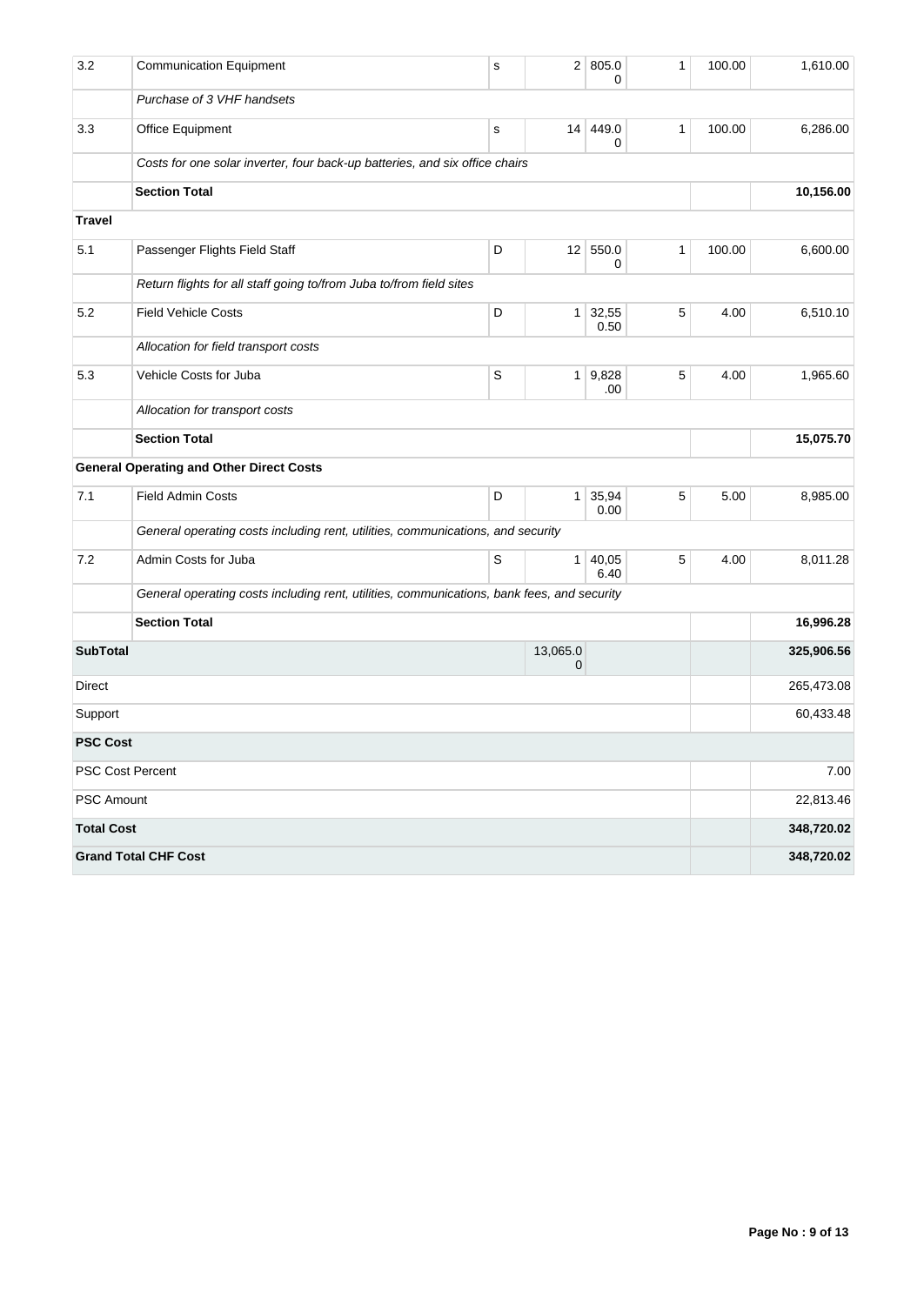| | | | | | | | |
|---|---|---|---|---|---|---|---|
| 3.2 | Communication Equipment | s | 2 | 805.00 | 1 | 100.00 | 1,610.00 |
| | *Purchase of 3 VHF handsets* | | | | | | |
| 3.3 | Office Equipment | s | 14 | 449.00 | 1 | 100.00 | 6,286.00 |
| | *Costs for one solar inverter, four back-up batteries, and six office chairs* | | | | | | |
| | **Section Total** | | | | | | **10,156.00** |
| **Travel** | | | | | | | |
| 5.1 | Passenger Flights Field Staff | D | 12 | 550.00 | 1 | 100.00 | 6,600.00 |
| | *Return flights for all staff going to/from Juba to/from field sites* | | | | | | |
| 5.2 | Field Vehicle Costs | D | 1 | 32,550.50 | 5 | 4.00 | 6,510.10 |
| | *Allocation for field transport costs* | | | | | | |
| 5.3 | Vehicle Costs for Juba | S | 1 | 9,828.00 | 5 | 4.00 | 1,965.60 |
| | *Allocation for transport costs* | | | | | | |
| | **Section Total** | | | | | | **15,075.70** |
| | **General Operating and Other Direct Costs** | | | | | | |
| 7.1 | Field Admin Costs | D | 1 | 35,940.00 | 5 | 5.00 | 8,985.00 |
| | *General operating costs including rent, utilities, communications, and security* | | | | | | |
| 7.2 | Admin Costs for Juba | S | 1 | 40,056.40 | 5 | 4.00 | 8,011.28 |
| | *General operating costs including rent, utilities, communications, bank fees, and security* | | | | | | |
| | **Section Total** | | | | | | **16,996.28** |
| **SubTotal** | | | 13,065.00 | | | | **325,906.56** |
| Direct | | | | | | | 265,473.08 |
| Support | | | | | | | 60,433.48 |
| **PSC Cost** | | | | | | | |
| PSC Cost Percent | | | | | | | 7.00 |
| PSC Amount | | | | | | | 22,813.46 |
| **Total Cost** | | | | | | | **348,720.02** |
| **Grand Total CHF Cost** | | | | | | | **348,720.02** |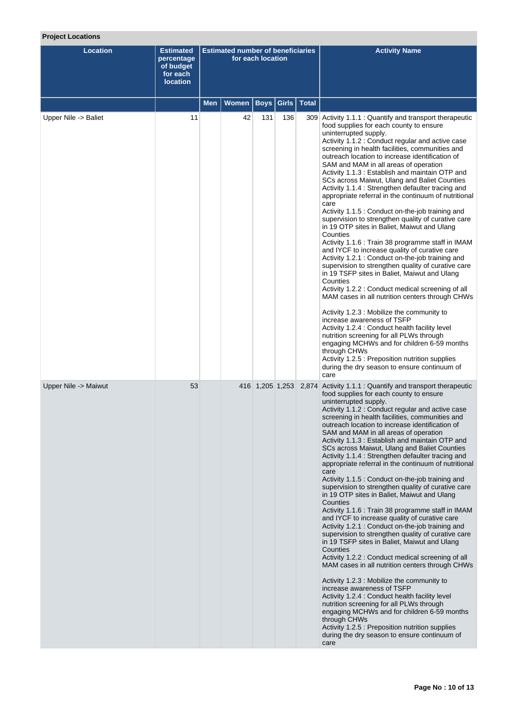**Project Locations**

| Location | Estimated percentage of budget for each location | Estimated number of beneficiaries for each location | | | | | Activity Name |
|---|---|---|---|---|---|---|---|
| | | Men | Women | Boys | Girls | Total | |
| Upper Nile -> Baliet | 11 | | 42 | 131 | 136 | 309 | Activity 1.1.1 : Quantify and transport therapeutic food supplies for each county to ensure uninterrupted supply.<br>Activity 1.1.2 : Conduct regular and active case screening in health facilities, communities and outreach location to increase identification of SAM and MAM in all areas of operation<br>Activity 1.1.3 : Establish and maintain OTP and SCs across Maiwut, Ulang and Baliet Counties<br>Activity 1.1.4 : Strengthen defaulter tracing and appropriate referral in the continuum of nutritional care<br>Activity 1.1.5 : Conduct on-the-job training and supervision to strengthen quality of curative care in 19 OTP sites in Baliet, Maiwut and Ulang Counties<br>Activity 1.1.6 : Train 38 programme staff in IMAM and IYCF to increase quality of curative care<br>Activity 1.2.1 : Conduct on-the-job training and supervision to strengthen quality of curative care in 19 TSFP sites in Baliet, Maiwut and Ulang Counties<br>Activity 1.2.2 : Conduct medical screening of all MAM cases in all nutrition centers through CHWs<br><br>Activity 1.2.3 : Mobilize the community to increase awareness of TSFP<br>Activity 1.2.4 : Conduct health facility level nutrition screening for all PLWs through engaging MCHWs and for children 6-59 months through CHWs<br>Activity 1.2.5 : Preposition nutrition supplies during the dry season to ensure continuum of care |
| Upper Nile -> Maiwut | 53 | | 416 | 1,205 | 1,253 | 2,874 | Activity 1.1.1 : Quantify and transport therapeutic food supplies for each county to ensure uninterrupted supply.<br>Activity 1.1.2 : Conduct regular and active case screening in health facilities, communities and outreach location to increase identification of SAM and MAM in all areas of operation<br>Activity 1.1.3 : Establish and maintain OTP and SCs across Maiwut, Ulang and Baliet Counties<br>Activity 1.1.4 : Strengthen defaulter tracing and appropriate referral in the continuum of nutritional care<br>Activity 1.1.5 : Conduct on-the-job training and supervision to strengthen quality of curative care in 19 OTP sites in Baliet, Maiwut and Ulang Counties<br>Activity 1.1.6 : Train 38 programme staff in IMAM and IYCF to increase quality of curative care<br>Activity 1.2.1 : Conduct on-the-job training and supervision to strengthen quality of curative care in 19 TSFP sites in Baliet, Maiwut and Ulang Counties<br>Activity 1.2.2 : Conduct medical screening of all MAM cases in all nutrition centers through CHWs<br><br>Activity 1.2.3 : Mobilize the community to increase awareness of TSFP<br>Activity 1.2.4 : Conduct health facility level nutrition screening for all PLWs through engaging MCHWs and for children 6-59 months through CHWs<br>Activity 1.2.5 : Preposition nutrition supplies during the dry season to ensure continuum of care |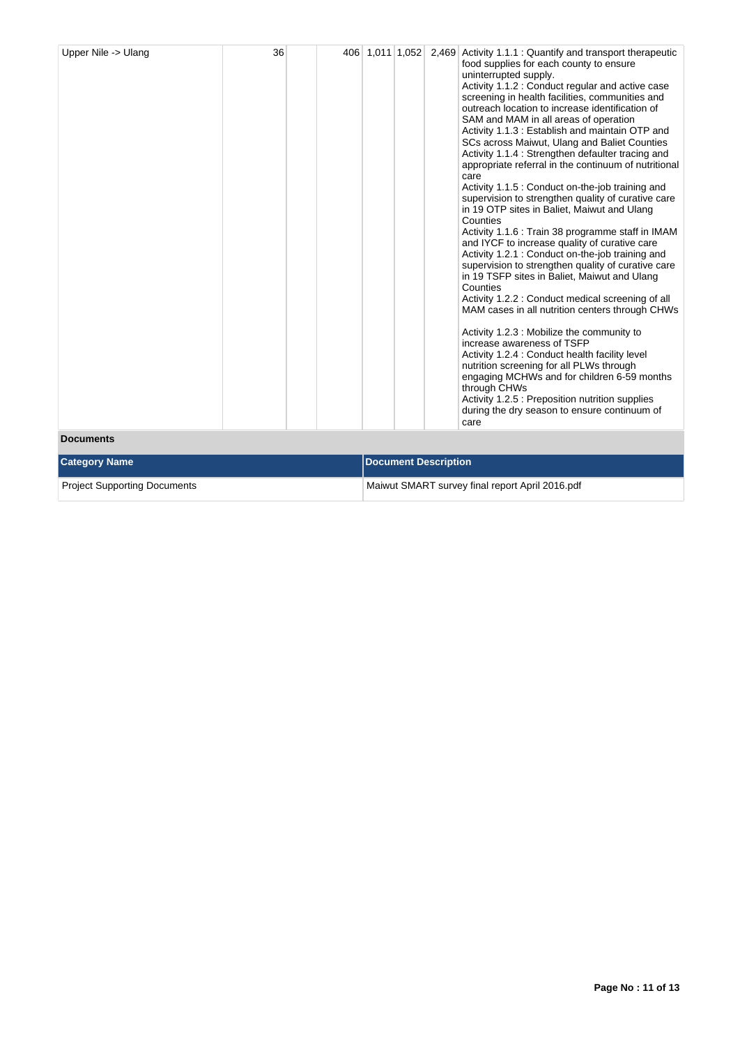| | | | | | | | |
|---|---|---|---|---|---|---|---|
| Upper Nile -> Ulang | 36 | | 406 | 1,011 | 1,052 | 2,469 | Activity 1.1.1 : Quantify and transport therapeutic food supplies for each county to ensure uninterrupted supply.<br>Activity 1.1.2 : Conduct regular and active case screening in health facilities, communities and outreach location to increase identification of SAM and MAM in all areas of operation<br>Activity 1.1.3 : Establish and maintain OTP and SCs across Maiwut, Ulang and Baliet Counties<br>Activity 1.1.4 : Strengthen defaulter tracing and appropriate referral in the continuum of nutritional care<br>Activity 1.1.5 : Conduct on-the-job training and supervision to strengthen quality of curative care in 19 OTP sites in Baliet, Maiwut and Ulang Counties<br>Activity 1.1.6 : Train 38 programme staff in IMAM and IYCF to increase quality of curative care<br>Activity 1.2.1 : Conduct on-the-job training and supervision to strengthen quality of curative care in 19 TSFP sites in Baliet, Maiwut and Ulang Counties<br>Activity 1.2.2 : Conduct medical screening of all MAM cases in all nutrition centers through CHWs<br><br>Activity 1.2.3 : Mobilize the community to increase awareness of TSFP<br>Activity 1.2.4 : Conduct health facility level nutrition screening for all PLWs through engaging MCHWs and for children 6-59 months through CHWs<br>Activity 1.2.5 : Preposition nutrition supplies during the dry season to ensure continuum of care |

**Documents**

| Category Name | Document Description |
|---|---|
| Project Supporting Documents | Maiwut SMART survey final report April 2016.pdf |